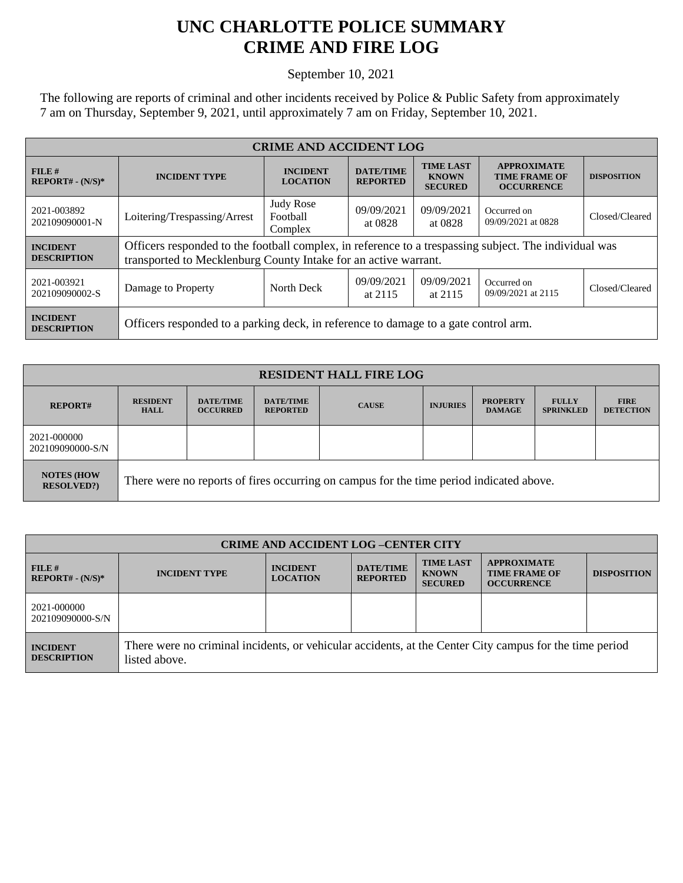# UNC CHARLOTTE POLICE SUMMARY
# CRIME AND FIRE LOG

September 10, 2021

The following are reports of criminal and other incidents received by Police & Public Safety from approximately 7 am on Thursday, September 9, 2021, until approximately 7 am on Friday, September 10, 2021.

| CRIME AND ACCIDENT LOG | | | | | | |
|---|---|---|---|---|---|---|
| **FILE # REPORT# - (N/S)*** | **INCIDENT TYPE** | **INCIDENT LOCATION** | **DATE/TIME REPORTED** | **TIME LAST KNOWN SECURED** | **APPROXIMATE TIME FRAME OF OCCURRENCE** | **DISPOSITION** |
| 2021-003892 202109090001-N | Loitering/Trespassing/Arrest | Judy Rose Football Complex | 09/09/2021 at 0828 | 09/09/2021 at 0828 | Occurred on 09/09/2021 at 0828 | Closed/Cleared |
| **INCIDENT DESCRIPTION** | Officers responded to the football complex, in reference to a trespassing subject. The individual was transported to Mecklenburg County Intake for an active warrant. | | | | | |
| 2021-003921 202109090002-S | Damage to Property | North Deck | 09/09/2021 at 2115 | 09/09/2021 at 2115 | Occurred on 09/09/2021 at 2115 | Closed/Cleared |
| **INCIDENT DESCRIPTION** | Officers responded to a parking deck, in reference to damage to a gate control arm. | | | | | |

| RESIDENT HALL FIRE LOG | | | | | | | | |
|---|---|---|---|---|---|---|---|---|
| **REPORT#** | **RESIDENT HALL** | **DATE/TIME OCCURRED** | **DATE/TIME REPORTED** | **CAUSE** | **INJURIES** | **PROPERTY DAMAGE** | **FULLY SPRINKLED** | **FIRE DETECTION** |
| 2021-000000 202109090000-S/N | | | | | | | | |
| **NOTES (HOW RESOLVED?)** | There were no reports of fires occurring on campus for the time period indicated above. | | | | | | | |

| CRIME AND ACCIDENT LOG –CENTER CITY | | | | | | |
|---|---|---|---|---|---|---|
| **FILE # REPORT# - (N/S)*** | **INCIDENT TYPE** | **INCIDENT LOCATION** | **DATE/TIME REPORTED** | **TIME LAST KNOWN SECURED** | **APPROXIMATE TIME FRAME OF OCCURRENCE** | **DISPOSITION** |
| 2021-000000 202109090000-S/N | | | | | | |
| **INCIDENT DESCRIPTION** | There were no criminal incidents, or vehicular accidents, at the Center City campus for the time period listed above. | | | | | |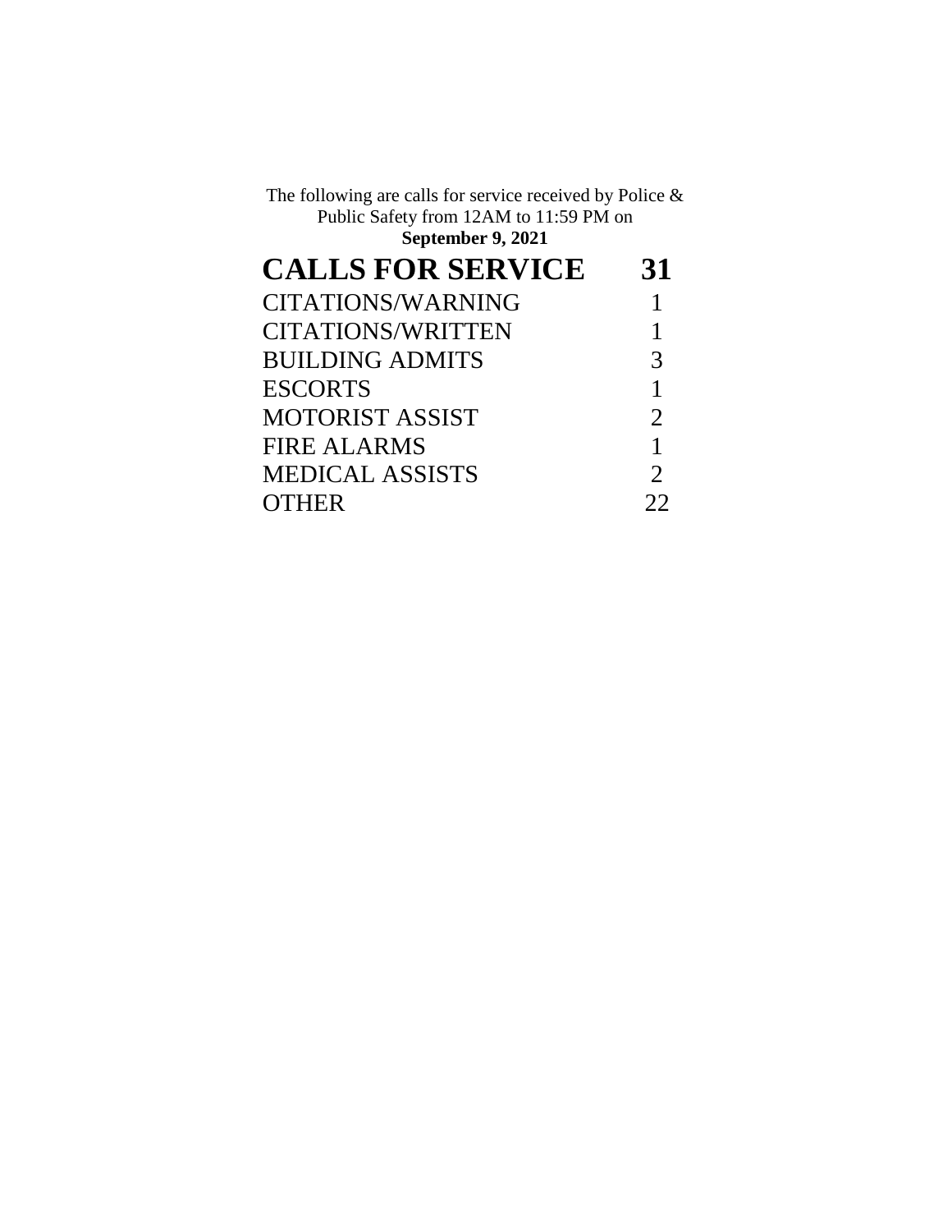The following are calls for service received by Police & Public Safety from 12AM to 11:59 PM on

**September 9, 2021**

| | |
|---|---|
| **CALLS FOR SERVICE** | **31** |
| CITATIONS/WARNING | 1 |
| CITATIONS/WRITTEN | 1 |
| BUILDING ADMITS | 3 |
| ESCORTS | 1 |
| MOTORIST ASSIST | 2 |
| FIRE ALARMS | 1 |
| MEDICAL ASSISTS | 2 |
| OTHER | 22 |